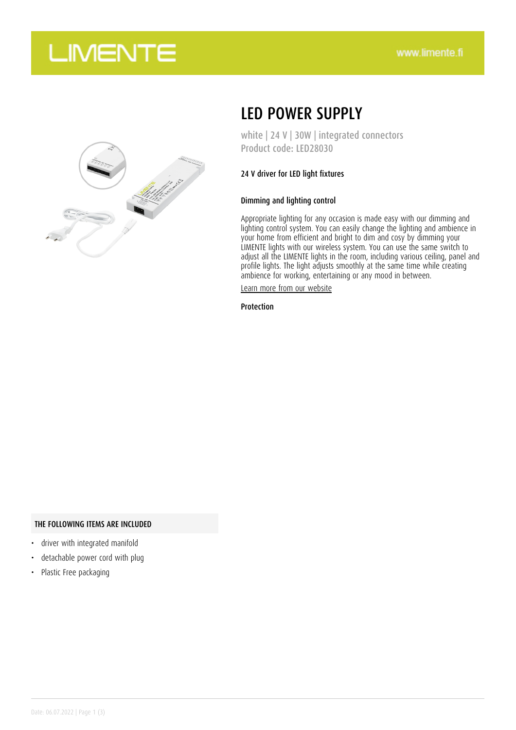# LED POWER SUPPLY

white | 24 V | 30W | integrated connectors
Product code: LED28030

24 V driver for LED light fixtures

### Dimming and lighting control

Appropriate lighting for any occasion is made easy with our dimming and lighting control system. You can easily change the lighting and ambience in your home from efficient and bright to dim and cosy by dimming your LIMENTE lights with our wireless system. You can use the same switch to adjust all the LIMENTE lights in the room, including various ceiling, panel and profile lights. The light adjusts smoothly at the same time while creating ambience for working, entertaining or any mood in between.

Learn more from our website

### Protection

#### THE FOLLOWING ITEMS ARE INCLUDED

- driver with integrated manifold
- detachable power cord with plug
- Plastic Free packaging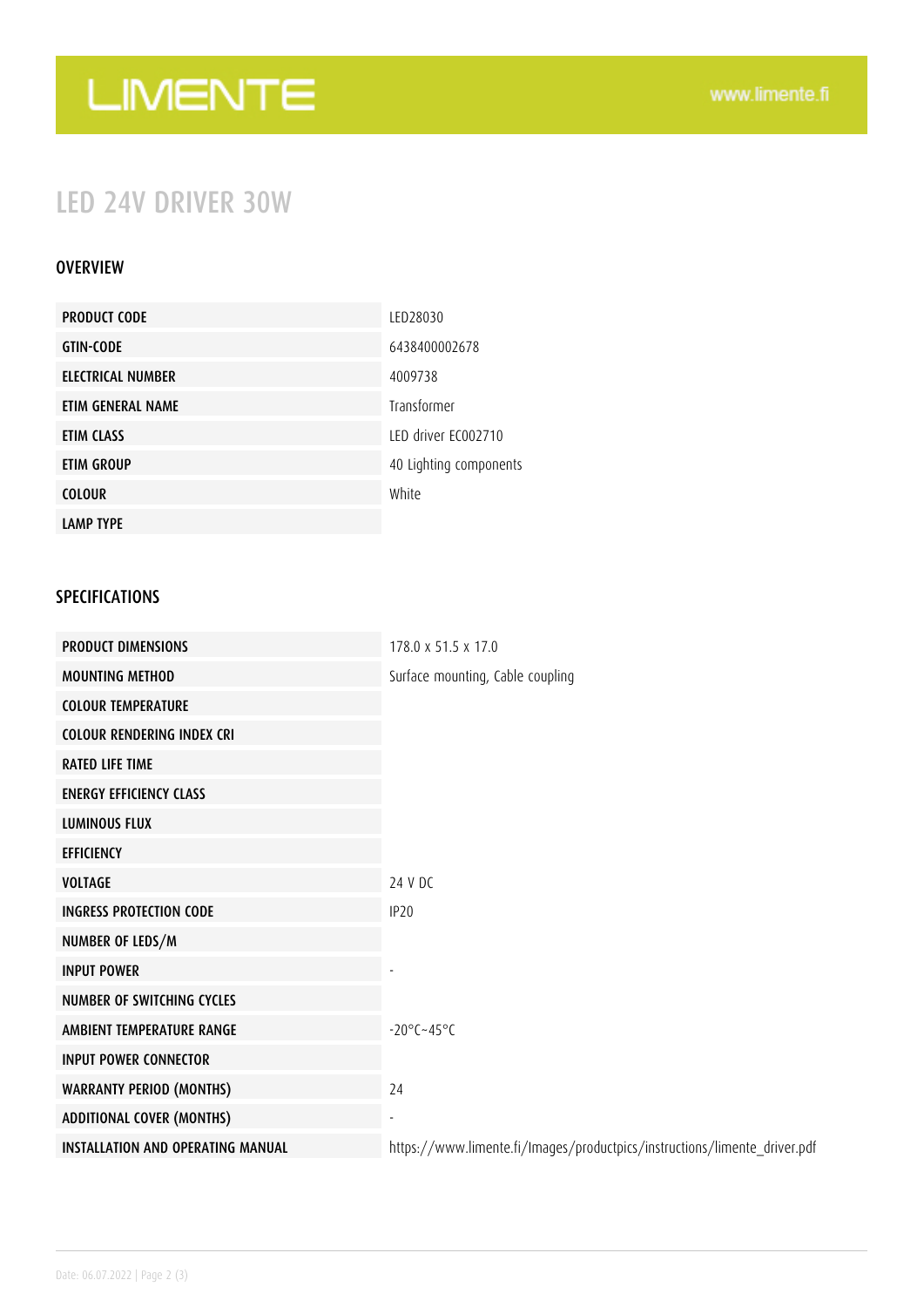# LED 24V DRIVER 30W

## OVERVIEW

| | |
|---|---|
| PRODUCT CODE | LED28030 |
| GTIN-CODE | 6438400002678 |
| ELECTRICAL NUMBER | 4009738 |
| ETIM GENERAL NAME | Transformer |
| ETIM CLASS | LED driver EC002710 |
| ETIM GROUP | 40 Lighting components |
| COLOUR | White |
| LAMP TYPE | |

## SPECIFICATIONS

| | |
|---|---|
| PRODUCT DIMENSIONS | 178.0 x 51.5 x 17.0 |
| MOUNTING METHOD | Surface mounting, Cable coupling |
| COLOUR TEMPERATURE | |
| COLOUR RENDERING INDEX CRI | |
| RATED LIFE TIME | |
| ENERGY EFFICIENCY CLASS | |
| LUMINOUS FLUX | |
| EFFICIENCY | |
| VOLTAGE | 24 V DC |
| INGRESS PROTECTION CODE | IP20 |
| NUMBER OF LEDS/M | |
| INPUT POWER | - |
| NUMBER OF SWITCHING CYCLES | |
| AMBIENT TEMPERATURE RANGE | -20°C~45°C |
| INPUT POWER CONNECTOR | |
| WARRANTY PERIOD (MONTHS) | 24 |
| ADDITIONAL COVER (MONTHS) | - |
| INSTALLATION AND OPERATING MANUAL | https://www.limente.fi/Images/productpics/instructions/limente_driver.pdf |

Date: 06.07.2022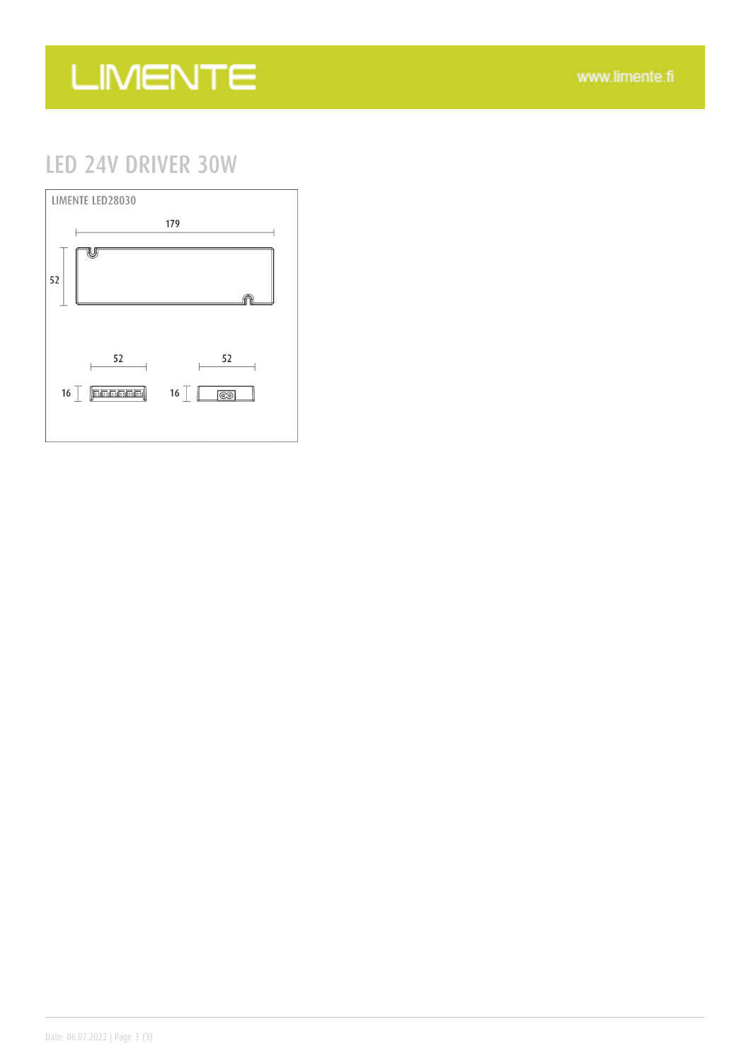# LED 24V DRIVER 30W

LIMENTE LED28030

179

52

52

52

16

16